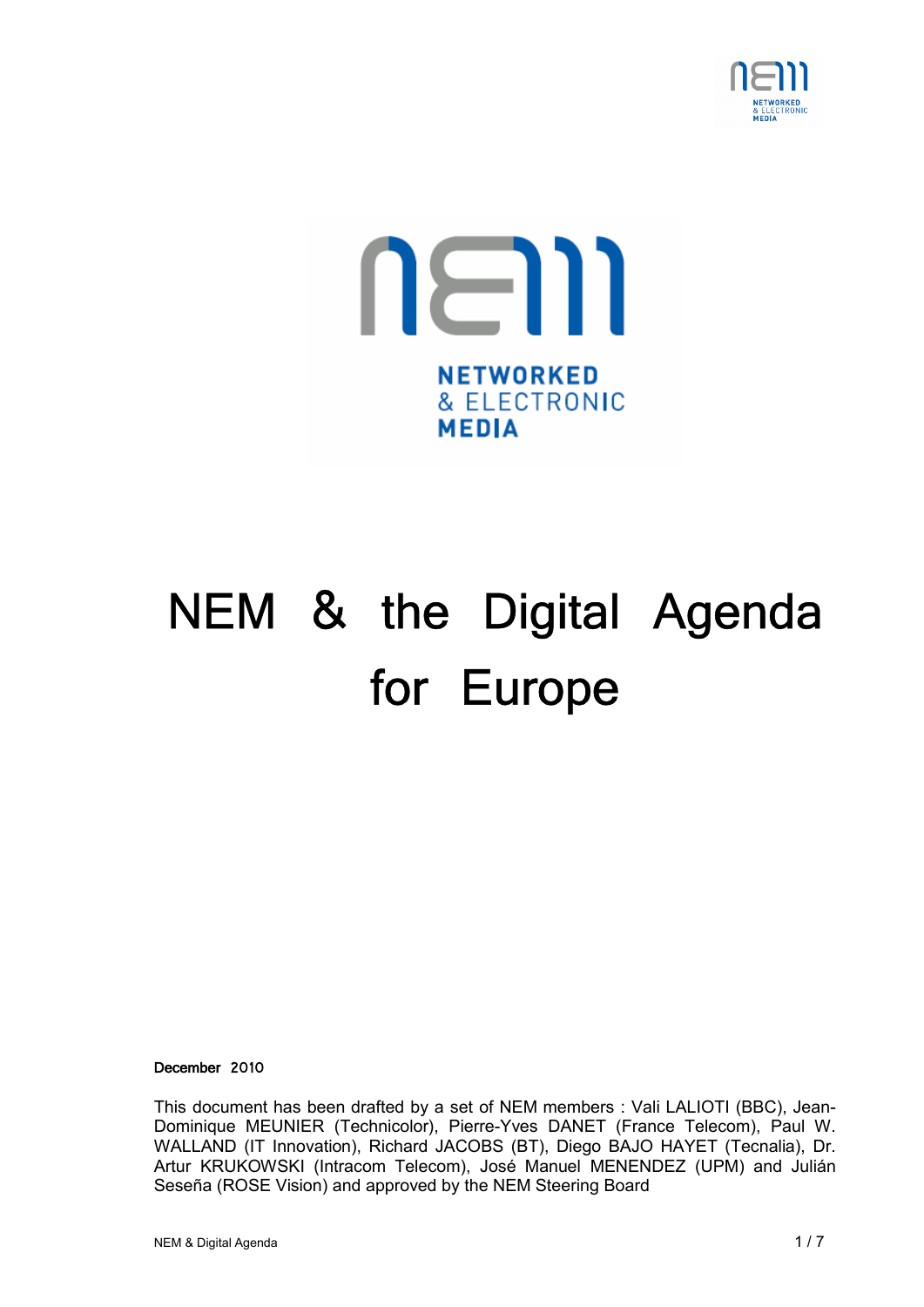# NEM & the Digital Agenda for Europe

**December 2010**

This document has been drafted by a set of NEM members : Vali LALIOTI (BBC), Jean-Dominique MEUNIER (Technicolor), Pierre-Yves DANET (France Telecom), Paul W. WALLAND (IT Innovation), Richard JACOBS (BT), Diego BAJO HAYET (Tecnalia), Dr. Artur KRUKOWSKI (Intracom Telecom), José Manuel MENENDEZ (UPM) and Julián Seseña (ROSE Vision) and approved by the NEM Steering Board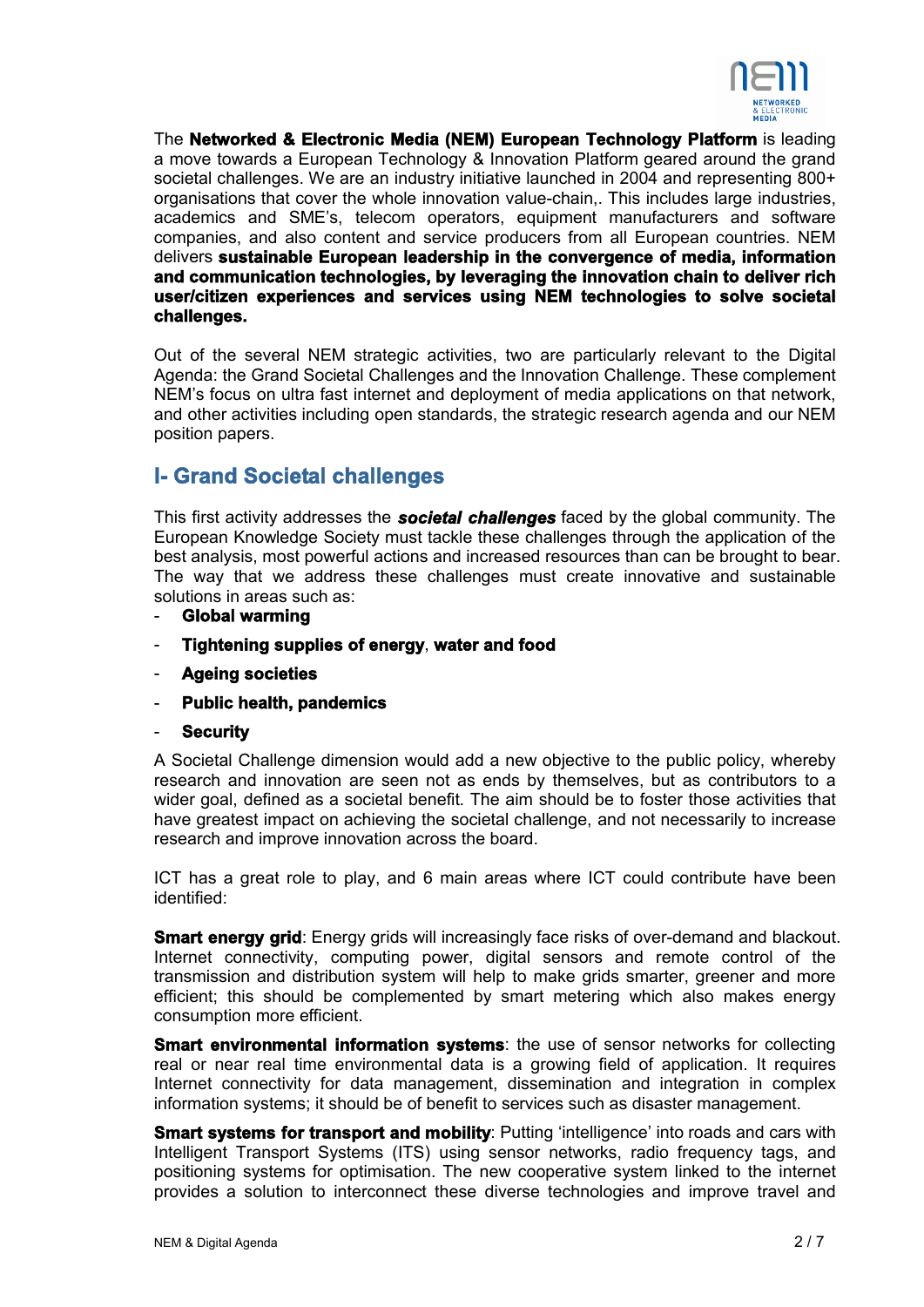The **Networked & Electronic Media (NEM) European Technology Platform** is leading a move towards a European Technology & Innovation Platform geared around the grand societal challenges. We are an industry initiative launched in 2004 and representing 800+ organisations that cover the whole innovation value-chain,. This includes large industries, academics and SME's, telecom operators, equipment manufacturers and software companies, and also content and service producers from all European countries. NEM delivers **sustainable European leadership in the convergence of media, information and communication technologies, by leveraging the innovation chain to deliver rich user/citizen experiences and services using NEM technologies to solve societal challenges.**

Out of the several NEM strategic activities, two are particularly relevant to the Digital Agenda: the Grand Societal Challenges and the Innovation Challenge. These complement NEM's focus on ultra fast internet and deployment of media applications on that network, and other activities including open standards, the strategic research agenda and our NEM position papers.

## I- Grand Societal challenges

This first activity addresses the ***societal challenges*** faced by the global community. The European Knowledge Society must tackle these challenges through the application of the best analysis, most powerful actions and increased resources than can be brought to bear. The way that we address these challenges must create innovative and sustainable solutions in areas such as:

- **Global warming**
- **Tightening supplies of energy**, **water and food**
- **Ageing societies**
- **Public health, pandemics**
- **Security**

A Societal Challenge dimension would add a new objective to the public policy, whereby research and innovation are seen not as ends by themselves, but as contributors to a wider goal, defined as a societal benefit. The aim should be to foster those activities that have greatest impact on achieving the societal challenge, and not necessarily to increase research and improve innovation across the board.

ICT has a great role to play, and 6 main areas where ICT could contribute have been identified:

**Smart energy grid**: Energy grids will increasingly face risks of over-demand and blackout. Internet connectivity, computing power, digital sensors and remote control of the transmission and distribution system will help to make grids smarter, greener and more efficient; this should be complemented by smart metering which also makes energy consumption more efficient.

**Smart environmental information systems**: the use of sensor networks for collecting real or near real time environmental data is a growing field of application. It requires Internet connectivity for data management, dissemination and integration in complex information systems; it should be of benefit to services such as disaster management.

**Smart systems for transport and mobility**: Putting 'intelligence' into roads and cars with Intelligent Transport Systems (ITS) using sensor networks, radio frequency tags, and positioning systems for optimisation. The new cooperative system linked to the internet provides a solution to interconnect these diverse technologies and improve travel and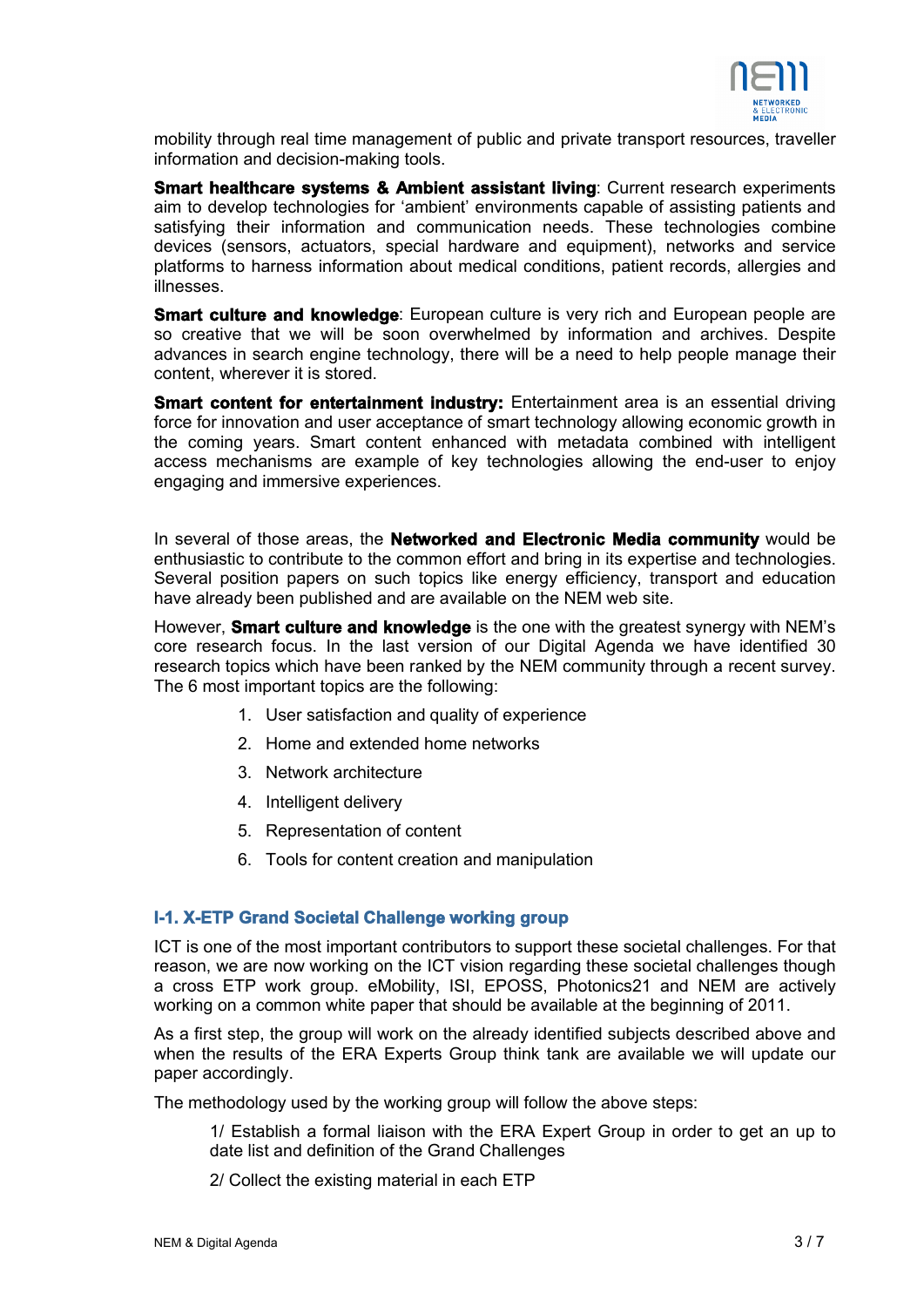mobility through real time management of public and private transport resources, traveller information and decision-making tools.

**Smart healthcare systems & Ambient assistant living**: Current research experiments aim to develop technologies for 'ambient' environments capable of assisting patients and satisfying their information and communication needs. These technologies combine devices (sensors, actuators, special hardware and equipment), networks and service platforms to harness information about medical conditions, patient records, allergies and illnesses.

**Smart culture and knowledge**: European culture is very rich and European people are so creative that we will be soon overwhelmed by information and archives. Despite advances in search engine technology, there will be a need to help people manage their content, wherever it is stored.

**Smart content for entertainment industry:** Entertainment area is an essential driving force for innovation and user acceptance of smart technology allowing economic growth in the coming years. Smart content enhanced with metadata combined with intelligent access mechanisms are example of key technologies allowing the end-user to enjoy engaging and immersive experiences.

In several of those areas, the **Networked and Electronic Media community** would be enthusiastic to contribute to the common effort and bring in its expertise and technologies. Several position papers on such topics like energy efficiency, transport and education have already been published and are available on the NEM web site.

However, **Smart culture and knowledge** is the one with the greatest synergy with NEM's core research focus. In the last version of our Digital Agenda we have identified 30 research topics which have been ranked by the NEM community through a recent survey. The 6 most important topics are the following:

1. User satisfaction and quality of experience
2. Home and extended home networks
3. Network architecture
4. Intelligent delivery
5. Representation of content
6. Tools for content creation and manipulation

### I-1. X-ETP Grand Societal Challenge working group

ICT is one of the most important contributors to support these societal challenges. For that reason, we are now working on the ICT vision regarding these societal challenges though a cross ETP work group. eMobility, ISI, EPOSS, Photonics21 and NEM are actively working on a common white paper that should be available at the beginning of 2011.

As a first step, the group will work on the already identified subjects described above and when the results of the ERA Experts Group think tank are available we will update our paper accordingly.

The methodology used by the working group will follow the above steps:

1/ Establish a formal liaison with the ERA Expert Group in order to get an up to date list and definition of the Grand Challenges

2/ Collect the existing material in each ETP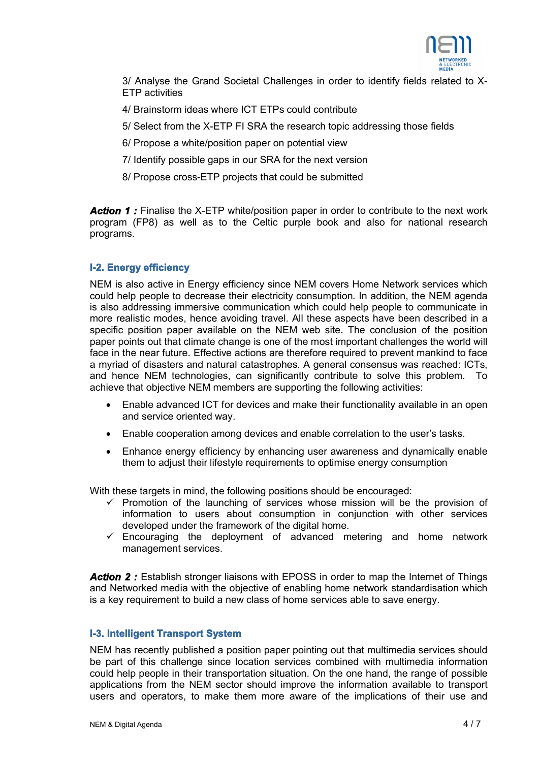3/ Analyse the Grand Societal Challenges in order to identify fields related to X-ETP activities

4/ Brainstorm ideas where ICT ETPs could contribute

5/ Select from the X-ETP FI SRA the research topic addressing those fields

6/ Propose a white/position paper on potential view

7/ Identify possible gaps in our SRA for the next version

8/ Propose cross-ETP projects that could be submitted

***Action 1 :*** Finalise the X-ETP white/position paper in order to contribute to the next work program (FP8) as well as to the Celtic purple book and also for national research programs.

### I-2. Energy efficiency

NEM is also active in Energy efficiency since NEM covers Home Network services which could help people to decrease their electricity consumption. In addition, the NEM agenda is also addressing immersive communication which could help people to communicate in more realistic modes, hence avoiding travel. All these aspects have been described in a specific position paper available on the NEM web site. The conclusion of the position paper points out that climate change is one of the most important challenges the world will face in the near future. Effective actions are therefore required to prevent mankind to face a myriad of disasters and natural catastrophes. A general consensus was reached: ICTs, and hence NEM technologies, can significantly contribute to solve this problem. To achieve that objective NEM members are supporting the following activities:

- Enable advanced ICT for devices and make their functionality available in an open and service oriented way.
- Enable cooperation among devices and enable correlation to the user's tasks.
- Enhance energy efficiency by enhancing user awareness and dynamically enable them to adjust their lifestyle requirements to optimise energy consumption

With these targets in mind, the following positions should be encouraged:

- ✓ Promotion of the launching of services whose mission will be the provision of information to users about consumption in conjunction with other services developed under the framework of the digital home.
- ✓ Encouraging the deployment of advanced metering and home network management services.

***Action 2 :*** Establish stronger liaisons with EPOSS in order to map the Internet of Things and Networked media with the objective of enabling home network standardisation which is a key requirement to build a new class of home services able to save energy.

### I-3. Intelligent Transport System

NEM has recently published a position paper pointing out that multimedia services should be part of this challenge since location services combined with multimedia information could help people in their transportation situation. On the one hand, the range of possible applications from the NEM sector should improve the information available to transport users and operators, to make them more aware of the implications of their use and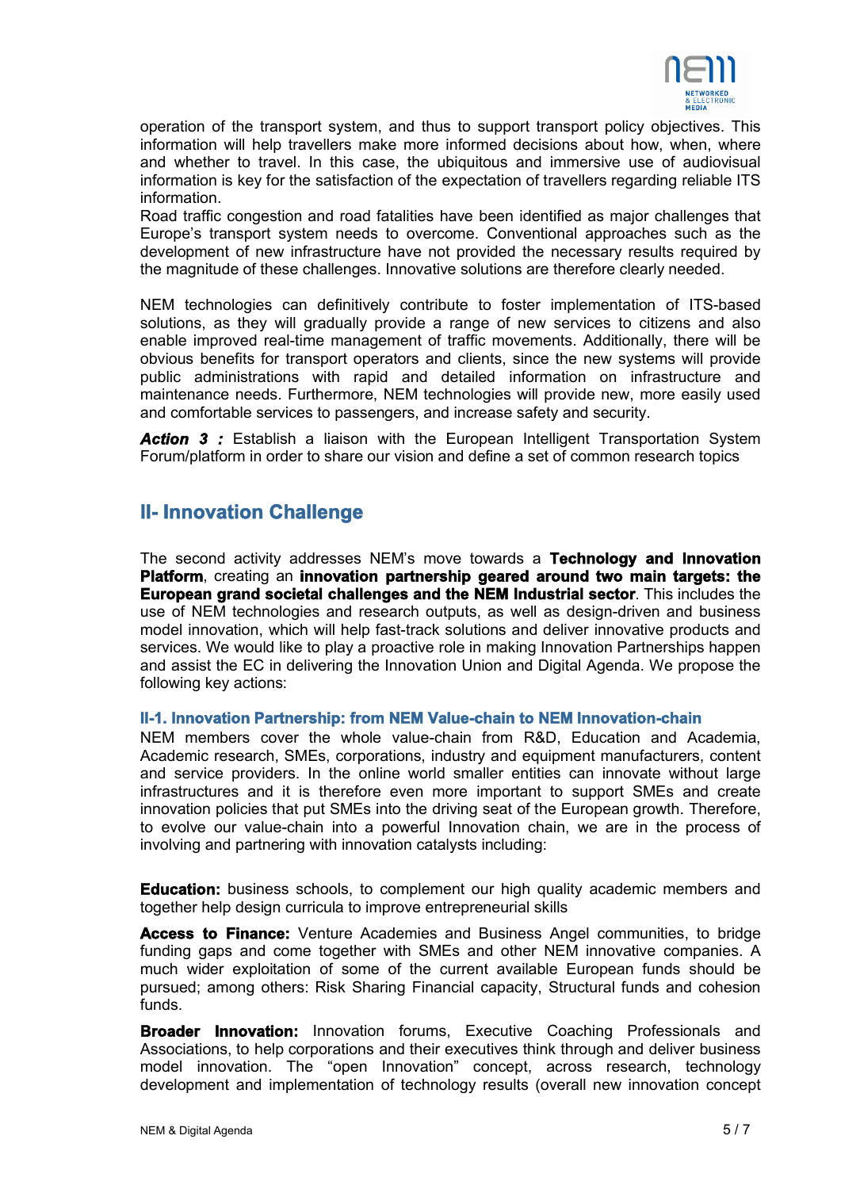operation of the transport system, and thus to support transport policy objectives. This information will help travellers make more informed decisions about how, when, where and whether to travel. In this case, the ubiquitous and immersive use of audiovisual information is key for the satisfaction of the expectation of travellers regarding reliable ITS information.
Road traffic congestion and road fatalities have been identified as major challenges that Europe's transport system needs to overcome. Conventional approaches such as the development of new infrastructure have not provided the necessary results required by the magnitude of these challenges. Innovative solutions are therefore clearly needed.

NEM technologies can definitively contribute to foster implementation of ITS-based solutions, as they will gradually provide a range of new services to citizens and also enable improved real-time management of traffic movements. Additionally, there will be obvious benefits for transport operators and clients, since the new systems will provide public administrations with rapid and detailed information on infrastructure and maintenance needs. Furthermore, NEM technologies will provide new, more easily used and comfortable services to passengers, and increase safety and security.

***Action 3 :*** Establish a liaison with the European Intelligent Transportation System Forum/platform in order to share our vision and define a set of common research topics

## II- Innovation Challenge

The second activity addresses NEM's move towards a **Technology and Innovation Platform**, creating an **innovation partnership geared around two main targets: the European grand societal challenges and the NEM Industrial sector**. This includes the use of NEM technologies and research outputs, as well as design-driven and business model innovation, which will help fast-track solutions and deliver innovative products and services. We would like to play a proactive role in making Innovation Partnerships happen and assist the EC in delivering the Innovation Union and Digital Agenda. We propose the following key actions:

### II-1. Innovation Partnership: from NEM Value-chain to NEM Innovation-chain

NEM members cover the whole value-chain from R&D, Education and Academia, Academic research, SMEs, corporations, industry and equipment manufacturers, content and service providers. In the online world smaller entities can innovate without large infrastructures and it is therefore even more important to support SMEs and create innovation policies that put SMEs into the driving seat of the European growth. Therefore, to evolve our value-chain into a powerful Innovation chain, we are in the process of involving and partnering with innovation catalysts including:

**Education:** business schools, to complement our high quality academic members and together help design curricula to improve entrepreneurial skills

**Access to Finance:** Venture Academies and Business Angel communities, to bridge funding gaps and come together with SMEs and other NEM innovative companies. A much wider exploitation of some of the current available European funds should be pursued; among others: Risk Sharing Financial capacity, Structural funds and cohesion funds.

**Broader Innovation:** Innovation forums, Executive Coaching Professionals and Associations, to help corporations and their executives think through and deliver business model innovation. The "open Innovation" concept, across research, technology development and implementation of technology results (overall new innovation concept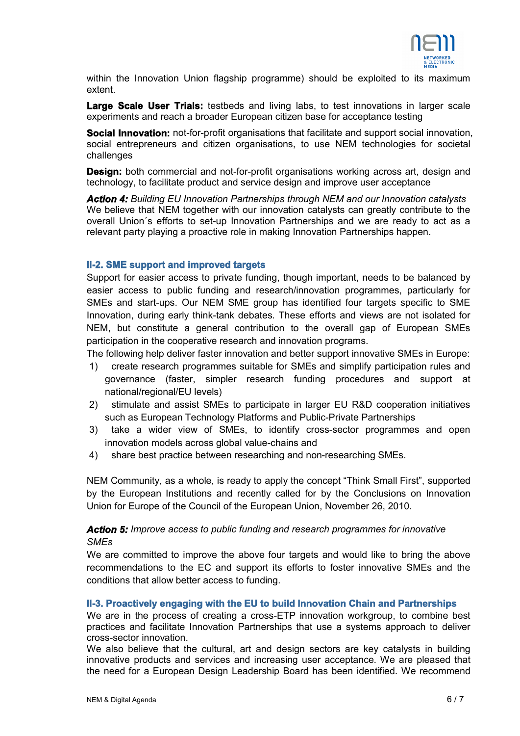within the Innovation Union flagship programme) should be exploited to its maximum extent.

**Large Scale User Trials:** testbeds and living labs, to test innovations in larger scale experiments and reach a broader European citizen base for acceptance testing

**Social Innovation:** not-for-profit organisations that facilitate and support social innovation, social entrepreneurs and citizen organisations, to use NEM technologies for societal challenges

**Design:** both commercial and not-for-profit organisations working across art, design and technology, to facilitate product and service design and improve user acceptance

***Action 4:*** *Building EU Innovation Partnerships through NEM and our Innovation catalysts*
We believe that NEM together with our innovation catalysts can greatly contribute to the overall Union´s efforts to set-up Innovation Partnerships and we are ready to act as a relevant party playing a proactive role in making Innovation Partnerships happen.

### II-2. SME support and improved targets

Support for easier access to private funding, though important, needs to be balanced by easier access to public funding and research/innovation programmes, particularly for SMEs and start-ups. Our NEM SME group has identified four targets specific to SME Innovation, during early think-tank debates. These efforts and views are not isolated for NEM, but constitute a general contribution to the overall gap of European SMEs participation in the cooperative research and innovation programs.

The following help deliver faster innovation and better support innovative SMEs in Europe:

1) create research programmes suitable for SMEs and simplify participation rules and governance (faster, simpler research funding procedures and support at national/regional/EU levels)
2) stimulate and assist SMEs to participate in larger EU R&D cooperation initiatives such as European Technology Platforms and Public-Private Partnerships
3) take a wider view of SMEs, to identify cross-sector programmes and open innovation models across global value-chains and
4) share best practice between researching and non-researching SMEs.

NEM Community, as a whole, is ready to apply the concept “Think Small First”, supported by the European Institutions and recently called for by the Conclusions on Innovation Union for Europe of the Council of the European Union, November 26, 2010.

***Action 5:*** *Improve access to public funding and research programmes for innovative SMEs*
We are committed to improve the above four targets and would like to bring the above recommendations to the EC and support its efforts to foster innovative SMEs and the conditions that allow better access to funding.

### II-3. Proactively engaging with the EU to build Innovation Chain and Partnerships

We are in the process of creating a cross-ETP innovation workgroup, to combine best practices and facilitate Innovation Partnerships that use a systems approach to deliver cross-sector innovation.

We also believe that the cultural, art and design sectors are key catalysts in building innovative products and services and increasing user acceptance. We are pleased that the need for a European Design Leadership Board has been identified. We recommend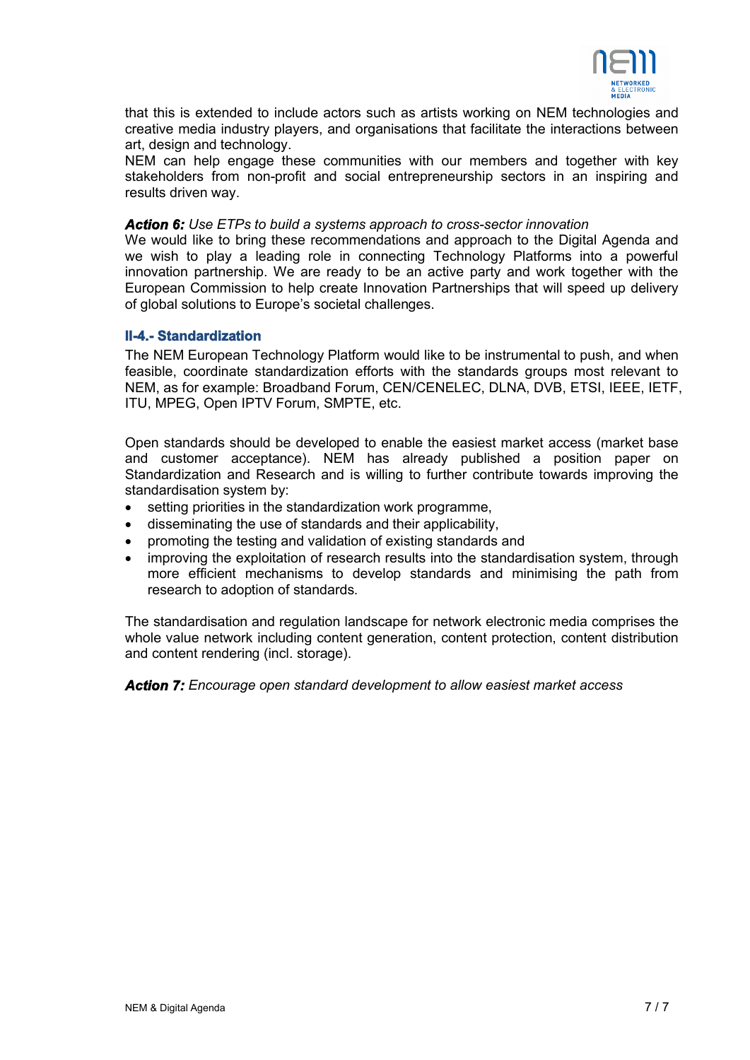that this is extended to include actors such as artists working on NEM technologies and creative media industry players, and organisations that facilitate the interactions between art, design and technology.
NEM can help engage these communities with our members and together with key stakeholders from non-profit and social entrepreneurship sectors in an inspiring and results driven way.

***Action 6:*** *Use ETPs to build a systems approach to cross-sector innovation*
We would like to bring these recommendations and approach to the Digital Agenda and we wish to play a leading role in connecting Technology Platforms into a powerful innovation partnership. We are ready to be an active party and work together with the European Commission to help create Innovation Partnerships that will speed up delivery of global solutions to Europe's societal challenges.

### II-4.- Standardization

The NEM European Technology Platform would like to be instrumental to push, and when feasible, coordinate standardization efforts with the standards groups most relevant to NEM, as for example: Broadband Forum, CEN/CENELEC, DLNA, DVB, ETSI, IEEE, IETF, ITU, MPEG, Open IPTV Forum, SMPTE, etc.

Open standards should be developed to enable the easiest market access (market base and customer acceptance). NEM has already published a position paper on Standardization and Research and is willing to further contribute towards improving the standardisation system by:

- setting priorities in the standardization work programme,
- disseminating the use of standards and their applicability,
- promoting the testing and validation of existing standards and
- improving the exploitation of research results into the standardisation system, through more efficient mechanisms to develop standards and minimising the path from research to adoption of standards.

The standardisation and regulation landscape for network electronic media comprises the whole value network including content generation, content protection, content distribution and content rendering (incl. storage).

***Action 7:*** *Encourage open standard development to allow easiest market access*